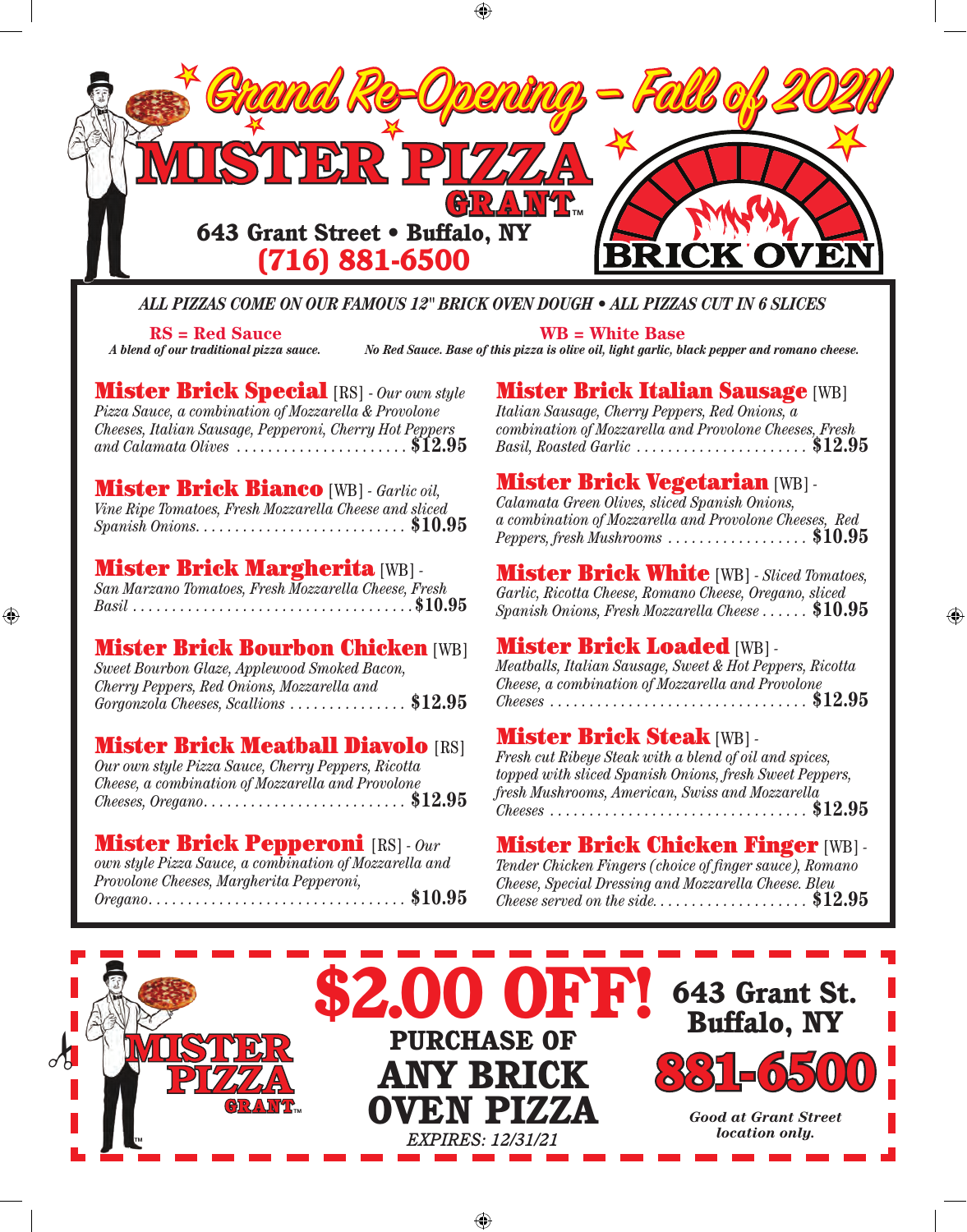# Grand Re-Opening – Fall of 2021!

# MISTER PIZZA GRANT™

**643 Grant Street • Buffalo, NY**

**(716) 881-6500**

**BRICK OVEN**

*ALL PIZZAS COME ON OUR FAMOUS 12" BRICK OVEN DOUGH • ALL PIZZAS CUT IN 6 SLICES*

**RS = Red Sauce**
*A blend of our traditional pizza sauce.*

**WB = White Base**
*No Red Sauce. Base of this pizza is olive oil, light garlic, black pepper and romano cheese.*

**Mister Brick Special** [RS] - *Our own style Pizza Sauce, a combination of Mozzarella & Provolone Cheeses, Italian Sausage, Pepperoni, Cherry Hot Peppers and Calamata Olives* ...... **$12.95**

**Mister Brick Bianco** [WB] - *Garlic oil, Vine Ripe Tomatoes, Fresh Mozzarella Cheese and sliced Spanish Onions.* ...... **$10.95**

**Mister Brick Margherita** [WB] - *San Marzano Tomatoes, Fresh Mozzarella Cheese, Fresh Basil* ...... **$10.95**

**Mister Brick Bourbon Chicken** [WB] *Sweet Bourbon Glaze, Applewood Smoked Bacon, Cherry Peppers, Red Onions, Mozzarella and Gorgonzola Cheeses, Scallions* ...... **$12.95**

**Mister Brick Meatball Diavolo** [RS] *Our own style Pizza Sauce, Cherry Peppers, Ricotta Cheese, a combination of Mozzarella and Provolone Cheeses, Oregano.* ...... **$12.95**

**Mister Brick Pepperoni** [RS] - *Our own style Pizza Sauce, a combination of Mozzarella and Provolone Cheeses, Margherita Pepperoni, Oregano.* ...... **$10.95**

**Mister Brick Italian Sausage** [WB] *Italian Sausage, Cherry Peppers, Red Onions, a combination of Mozzarella and Provolone Cheeses, Fresh Basil, Roasted Garlic* ...... **$12.95**

**Mister Brick Vegetarian** [WB] - *Calamata Green Olives, sliced Spanish Onions, a combination of Mozzarella and Provolone Cheeses, Red Peppers, fresh Mushrooms* ...... **$10.95**

**Mister Brick White** [WB] - *Sliced Tomatoes, Garlic, Ricotta Cheese, Romano Cheese, Oregano, sliced Spanish Onions, Fresh Mozzarella Cheese* ...... **$10.95**

**Mister Brick Loaded** [WB] - *Meatballs, Italian Sausage, Sweet & Hot Peppers, Ricotta Cheese, a combination of Mozzarella and Provolone Cheeses* ...... **$12.95**

**Mister Brick Steak** [WB] - *Fresh cut Ribeye Steak with a blend of oil and spices, topped with sliced Spanish Onions, fresh Sweet Peppers, fresh Mushrooms, American, Swiss and Mozzarella Cheeses* ...... **$12.95**

**Mister Brick Chicken Finger** [WB] - *Tender Chicken Fingers (choice of finger sauce), Romano Cheese, Special Dressing and Mozzarella Cheese. Bleu Cheese served on the side.* ...... **$12.95**

---

MISTER PIZZA GRANT™

# $2.00 OFF!

**PURCHASE OF ANY BRICK OVEN PIZZA**

*EXPIRES: 12/31/21*

**643 Grant St. Buffalo, NY**

**881-6500**

*Good at Grant Street location only.*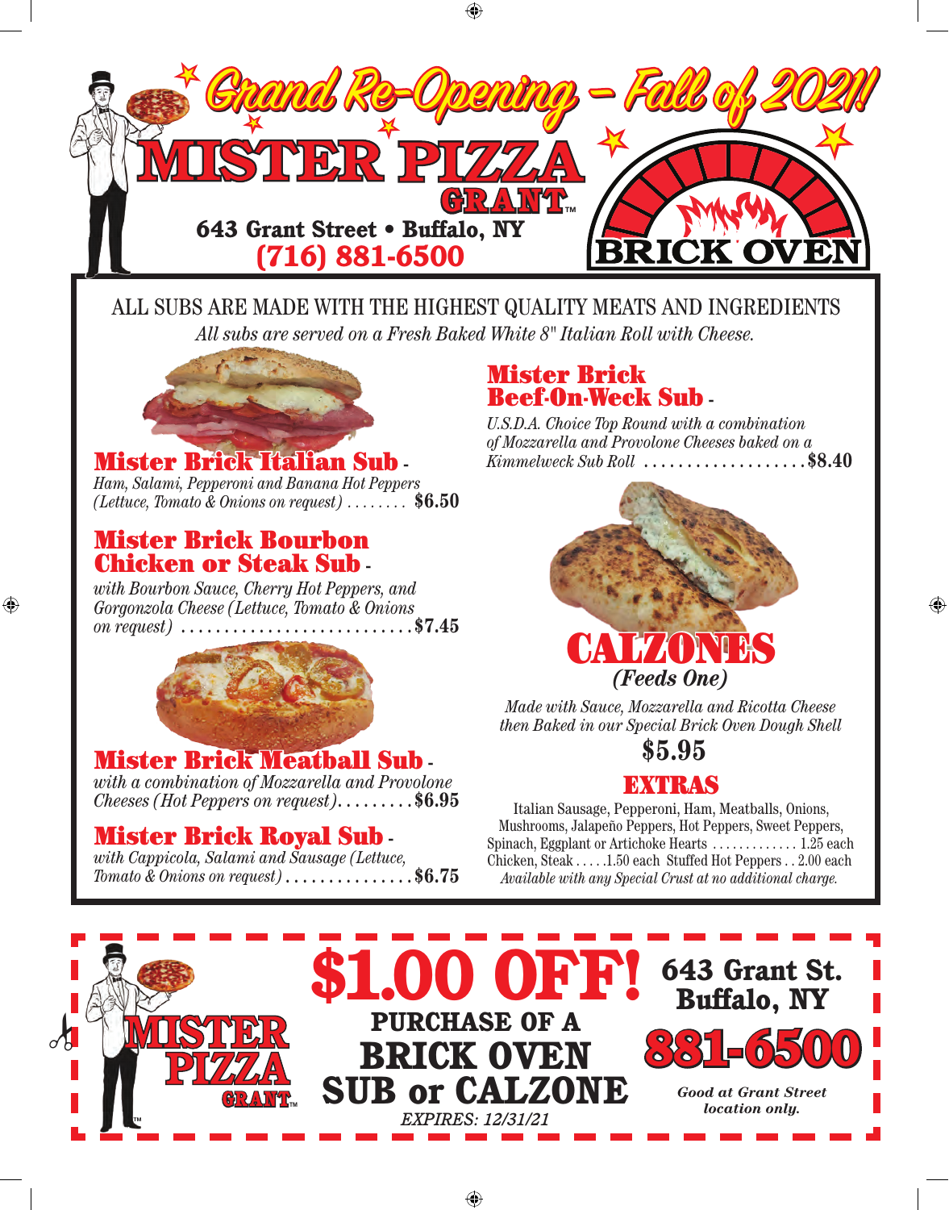# Grand Re-Opening – Fall of 2021!

# MISTER PIZZA GRANT™

**643 Grant Street • Buffalo, NY**
**(716) 881-6500**

BRICK OVEN

ALL SUBS ARE MADE WITH THE HIGHEST QUALITY MEATS AND INGREDIENTS

*All subs are served on a Fresh Baked White 8" Italian Roll with Cheese.*

## Mister Brick Italian Sub -

*Ham, Salami, Pepperoni and Banana Hot Peppers (Lettuce, Tomato & Onions on request)* ........ **$6.50**

## Mister Brick Bourbon Chicken or Steak Sub -

*with Bourbon Sauce, Cherry Hot Peppers, and Gorgonzola Cheese (Lettuce, Tomato & Onions on request)* ........................... **$7.45**

## Mister Brick Meatball Sub -

*with a combination of Mozzarella and Provolone Cheeses (Hot Peppers on request)*......... **$6.95**

## Mister Brick Royal Sub -

*with Cappicola, Salami and Sausage (Lettuce, Tomato & Onions on request)*............... **$6.75**

## Mister Brick Beef-On-Weck Sub -

*U.S.D.A. Choice Top Round with a combination of Mozzarella and Provolone Cheeses baked on a Kimmelweck Sub Roll* ................... **$8.40**

## CALZONES

***(Feeds One)***

*Made with Sauce, Mozzarella and Ricotta Cheese then Baked in our Special Brick Oven Dough Shell*

**$5.95**

## EXTRAS

Italian Sausage, Pepperoni, Ham, Meatballs, Onions, Mushrooms, Jalapeño Peppers, Hot Peppers, Sweet Peppers, Spinach, Eggplant or Artichoke Hearts ............. 1.25 each

Chicken, Steak.....1.50 each Stuffed Hot Peppers . . 2.00 each

*Available with any Special Crust at no additional charge.*

---

MISTER PIZZA GRANT™

# $1.00 OFF!

**PURCHASE OF A BRICK OVEN SUB or CALZONE**

*EXPIRES: 12/31/21*

**643 Grant St. Buffalo, NY**

**881-6500**

***Good at Grant Street location only.***